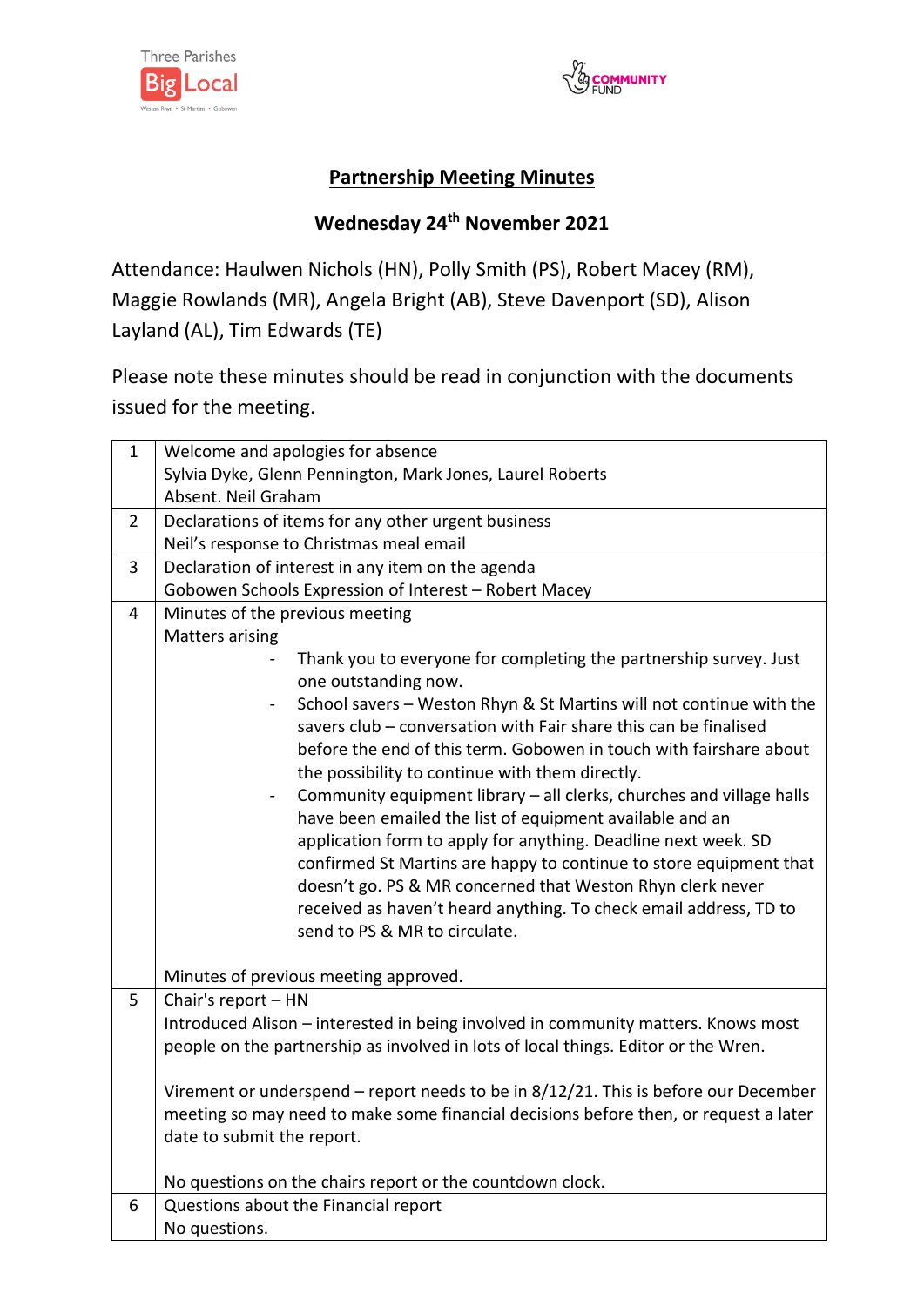Three Parishes Big Local

COMMUNITY FUND

## Partnership Meeting Minutes

### Wednesday 24th November 2021

Attendance: Haulwen Nichols (HN), Polly Smith (PS), Robert Macey (RM), Maggie Rowlands (MR), Angela Bright (AB), Steve Davenport (SD), Alison Layland (AL), Tim Edwards (TE)

Please note these minutes should be read in conjunction with the documents issued for the meeting.

| | |
|---|---|
| 1 | Welcome and apologies for absence<br>Sylvia Dyke, Glenn Pennington, Mark Jones, Laurel Roberts<br>Absent. Neil Graham |
| 2 | Declarations of items for any other urgent business<br>Neil's response to Christmas meal email |
| 3 | Declaration of interest in any item on the agenda<br>Gobowen Schools Expression of Interest – Robert Macey |
| 4 | Minutes of the previous meeting<br>Matters arising<br>- Thank you to everyone for completing the partnership survey. Just one outstanding now.<br>- School savers – Weston Rhyn & St Martins will not continue with the savers club – conversation with Fair share this can be finalised before the end of this term. Gobowen in touch with fairshare about the possibility to continue with them directly.<br>- Community equipment library – all clerks, churches and village halls have been emailed the list of equipment available and an application form to apply for anything. Deadline next week. SD confirmed St Martins are happy to continue to store equipment that doesn't go. PS & MR concerned that Weston Rhyn clerk never received as haven't heard anything. To check email address, TD to send to PS & MR to circulate.<br><br>Minutes of previous meeting approved. |
| 5 | Chair's report – HN<br>Introduced Alison – interested in being involved in community matters. Knows most people on the partnership as involved in lots of local things. Editor or the Wren.<br><br>Virement or underspend – report needs to be in 8/12/21. This is before our December meeting so may need to make some financial decisions before then, or request a later date to submit the report.<br><br>No questions on the chairs report or the countdown clock. |
| 6 | Questions about the Financial report<br>No questions. |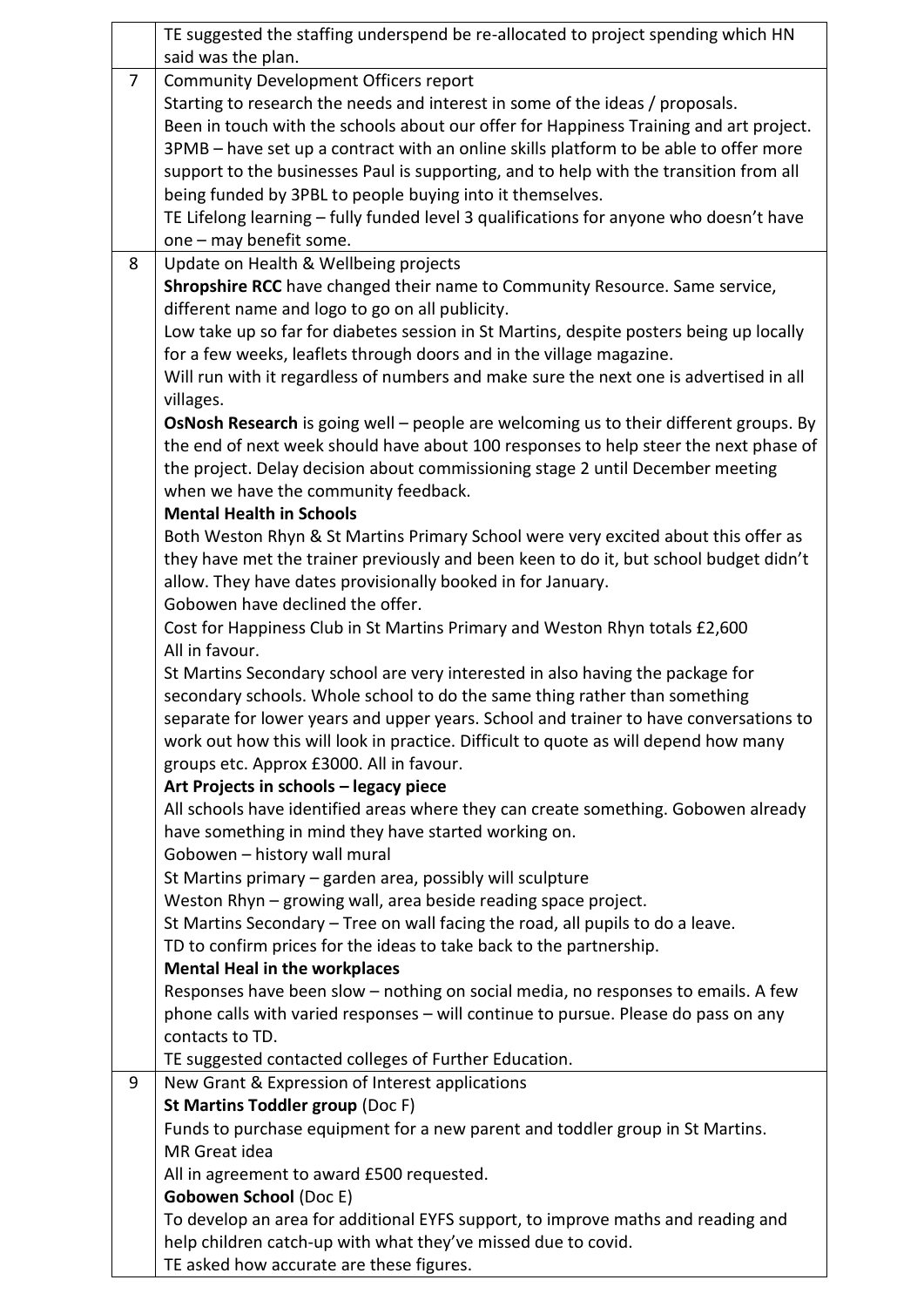|   |   |
|---|---|
|   | TE suggested the staffing underspend be re-allocated to project spending which HN said was the plan. |
| 7 | Community Development Officers report<br>Starting to research the needs and interest in some of the ideas / proposals.<br>Been in touch with the schools about our offer for Happiness Training and art project.<br>3PMB – have set up a contract with an online skills platform to be able to offer more support to the businesses Paul is supporting, and to help with the transition from all being funded by 3PBL to people buying into it themselves.<br>TE Lifelong learning – fully funded level 3 qualifications for anyone who doesn't have one – may benefit some. |
| 8 | Update on Health & Wellbeing projects<br>**Shropshire RCC** have changed their name to Community Resource. Same service, different name and logo to go on all publicity.<br>Low take up so far for diabetes session in St Martins, despite posters being up locally for a few weeks, leaflets through doors and in the village magazine.<br>Will run with it regardless of numbers and make sure the next one is advertised in all villages.<br>**OsNosh Research** is going well – people are welcoming us to their different groups. By the end of next week should have about 100 responses to help steer the next phase of the project. Delay decision about commissioning stage 2 until December meeting when we have the community feedback.<br>**Mental Health in Schools**<br>Both Weston Rhyn & St Martins Primary School were very excited about this offer as they have met the trainer previously and been keen to do it, but school budget didn't allow. They have dates provisionally booked in for January.<br>Gobowen have declined the offer.<br>Cost for Happiness Club in St Martins Primary and Weston Rhyn totals £2,600<br>All in favour.<br>St Martins Secondary school are very interested in also having the package for secondary schools. Whole school to do the same thing rather than something separate for lower years and upper years. School and trainer to have conversations to work out how this will look in practice. Difficult to quote as will depend how many groups etc. Approx £3000. All in favour.<br>**Art Projects in schools – legacy piece**<br>All schools have identified areas where they can create something. Gobowen already have something in mind they have started working on.<br>Gobowen – history wall mural<br>St Martins primary – garden area, possibly will sculpture<br>Weston Rhyn – growing wall, area beside reading space project.<br>St Martins Secondary – Tree on wall facing the road, all pupils to do a leave.<br>TD to confirm prices for the ideas to take back to the partnership.<br>**Mental Heal in the workplaces**<br>Responses have been slow – nothing on social media, no responses to emails. A few phone calls with varied responses – will continue to pursue. Please do pass on any contacts to TD.<br>TE suggested contacted colleges of Further Education. |
| 9 | New Grant & Expression of Interest applications<br>**St Martins Toddler group** (Doc F)<br>Funds to purchase equipment for a new parent and toddler group in St Martins.<br>MR Great idea<br>All in agreement to award £500 requested.<br>**Gobowen School** (Doc E)<br>To develop an area for additional EYFS support, to improve maths and reading and help children catch-up with what they've missed due to covid.<br>TE asked how accurate are these figures. |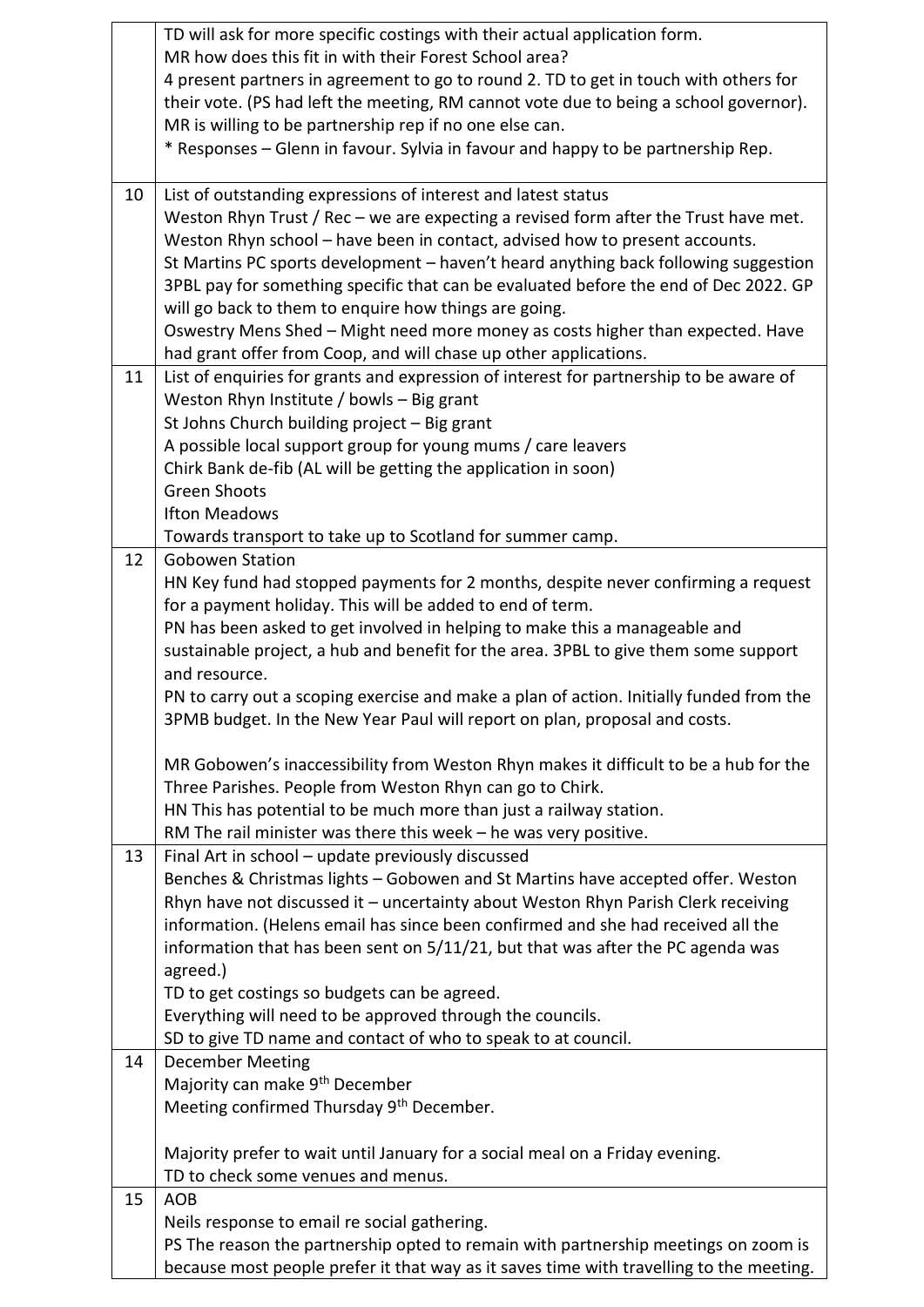| | |
|---|---|
| | TD will ask for more specific costings with their actual application form.<br>MR how does this fit in with their Forest School area?<br>4 present partners in agreement to go to round 2. TD to get in touch with others for their vote. (PS had left the meeting, RM cannot vote due to being a school governor).<br>MR is willing to be partnership rep if no one else can.<br>* Responses – Glenn in favour. Sylvia in favour and happy to be partnership Rep. |
| 10 | List of outstanding expressions of interest and latest status<br>Weston Rhyn Trust / Rec – we are expecting a revised form after the Trust have met.<br>Weston Rhyn school – have been in contact, advised how to present accounts.<br>St Martins PC sports development – haven't heard anything back following suggestion 3PBL pay for something specific that can be evaluated before the end of Dec 2022. GP will go back to them to enquire how things are going.<br>Oswestry Mens Shed – Might need more money as costs higher than expected. Have had grant offer from Coop, and will chase up other applications. |
| 11 | List of enquiries for grants and expression of interest for partnership to be aware of<br>Weston Rhyn Institute / bowls – Big grant<br>St Johns Church building project – Big grant<br>A possible local support group for young mums / care leavers<br>Chirk Bank de-fib (AL will be getting the application in soon)<br>Green Shoots<br>Ifton Meadows<br>Towards transport to take up to Scotland for summer camp. |
| 12 | Gobowen Station<br>HN Key fund had stopped payments for 2 months, despite never confirming a request for a payment holiday. This will be added to end of term.<br>PN has been asked to get involved in helping to make this a manageable and sustainable project, a hub and benefit for the area. 3PBL to give them some support and resource.<br>PN to carry out a scoping exercise and make a plan of action. Initially funded from the 3PMB budget. In the New Year Paul will report on plan, proposal and costs.<br><br>MR Gobowen's inaccessibility from Weston Rhyn makes it difficult to be a hub for the Three Parishes. People from Weston Rhyn can go to Chirk.<br>HN This has potential to be much more than just a railway station.<br>RM The rail minister was there this week – he was very positive. |
| 13 | Final Art in school – update previously discussed<br>Benches & Christmas lights – Gobowen and St Martins have accepted offer. Weston Rhyn have not discussed it – uncertainty about Weston Rhyn Parish Clerk receiving information. (Helens email has since been confirmed and she had received all the information that has been sent on 5/11/21, but that was after the PC agenda was agreed.)<br>TD to get costings so budgets can be agreed.<br>Everything will need to be approved through the councils.<br>SD to give TD name and contact of who to speak to at council. |
| 14 | December Meeting<br>Majority can make 9th December<br>Meeting confirmed Thursday 9th December.<br><br>Majority prefer to wait until January for a social meal on a Friday evening.<br>TD to check some venues and menus. |
| 15 | AOB<br>Neils response to email re social gathering.<br>PS The reason the partnership opted to remain with partnership meetings on zoom is because most people prefer it that way as it saves time with travelling to the meeting. |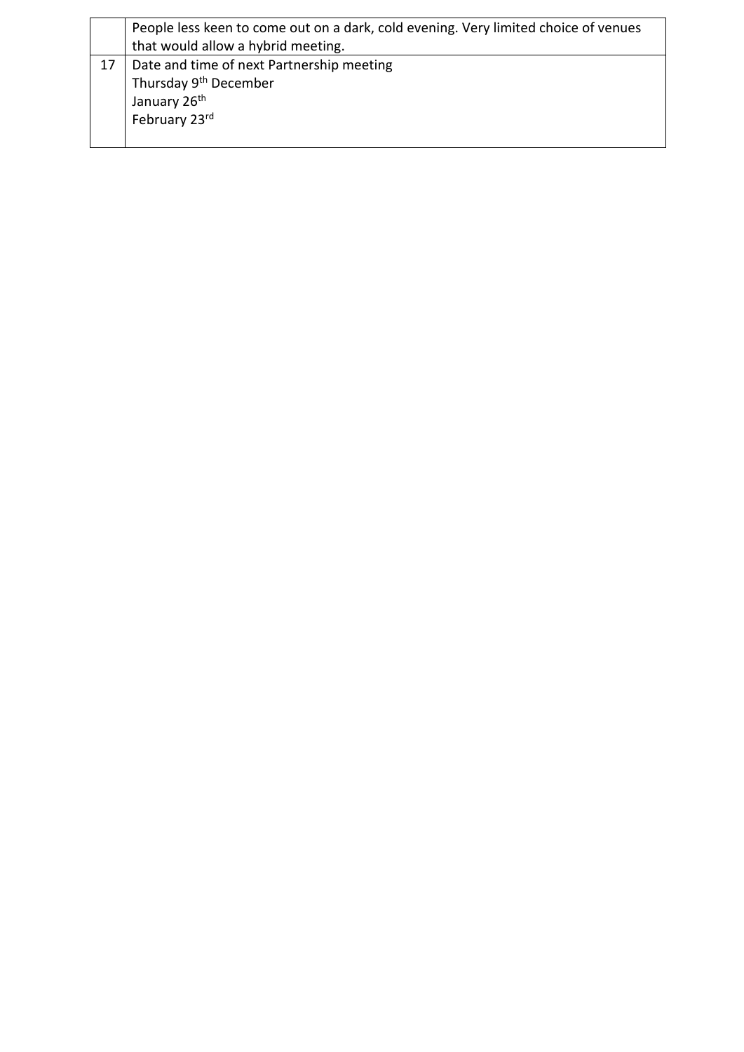| | |
|---|---|
| | People less keen to come out on a dark, cold evening. Very limited choice of venues that would allow a hybrid meeting. |
| 17 | Date and time of next Partnership meeting<br>Thursday 9th December<br>January 26th<br>February 23rd |